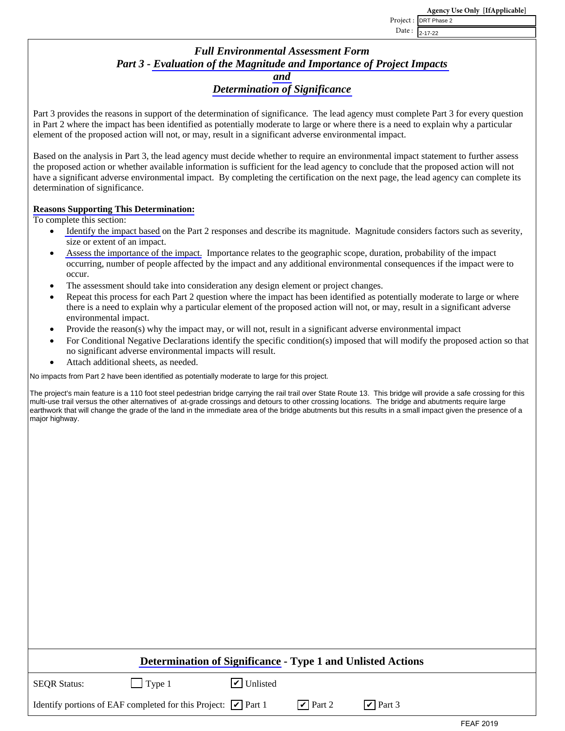Agency Use Only [IfApplicable]

Project : DRT Phase 2

Date : 2-17-22

# *Full Environmental Assessment Form*
## *Part 3 - Evaluation of the Magnitude and Importance of Project Impacts*
## *and*
## *Determination of Significance*

Part 3 provides the reasons in support of the determination of significance. The lead agency must complete Part 3 for every question in Part 2 where the impact has been identified as potentially moderate to large or where there is a need to explain why a particular element of the proposed action will not, or may, result in a significant adverse environmental impact.

Based on the analysis in Part 3, the lead agency must decide whether to require an environmental impact statement to further assess the proposed action or whether available information is sufficient for the lead agency to conclude that the proposed action will not have a significant adverse environmental impact. By completing the certification on the next page, the lead agency can complete its determination of significance.

**Reasons Supporting This Determination:**

To complete this section:

- Identify the impact based on the Part 2 responses and describe its magnitude. Magnitude considers factors such as severity, size or extent of an impact.
- Assess the importance of the impact. Importance relates to the geographic scope, duration, probability of the impact occurring, number of people affected by the impact and any additional environmental consequences if the impact were to occur.
- The assessment should take into consideration any design element or project changes.
- Repeat this process for each Part 2 question where the impact has been identified as potentially moderate to large or where there is a need to explain why a particular element of the proposed action will not, or may, result in a significant adverse environmental impact.
- Provide the reason(s) why the impact may, or will not, result in a significant adverse environmental impact
- For Conditional Negative Declarations identify the specific condition(s) imposed that will modify the proposed action so that no significant adverse environmental impacts will result.
- Attach additional sheets, as needed.

No impacts from Part 2 have been identified as potentially moderate to large for this project.

The project's main feature is a 110 foot steel pedestrian bridge carrying the rail trail over State Route 13. This bridge will provide a safe crossing for this multi-use trail versus the other alternatives of at-grade crossings and detours to other crossing locations. The bridge and abutments require large earthwork that will change the grade of the land in the immediate area of the bridge abutments but this results in a small impact given the presence of a major highway.

## Determination of Significance - Type 1 and Unlisted Actions

SEQR Status: ☐ Type 1 ☑ Unlisted

Identify portions of EAF completed for this Project: ☑ Part 1 ☑ Part 2 ☑ Part 3

FEAF 2019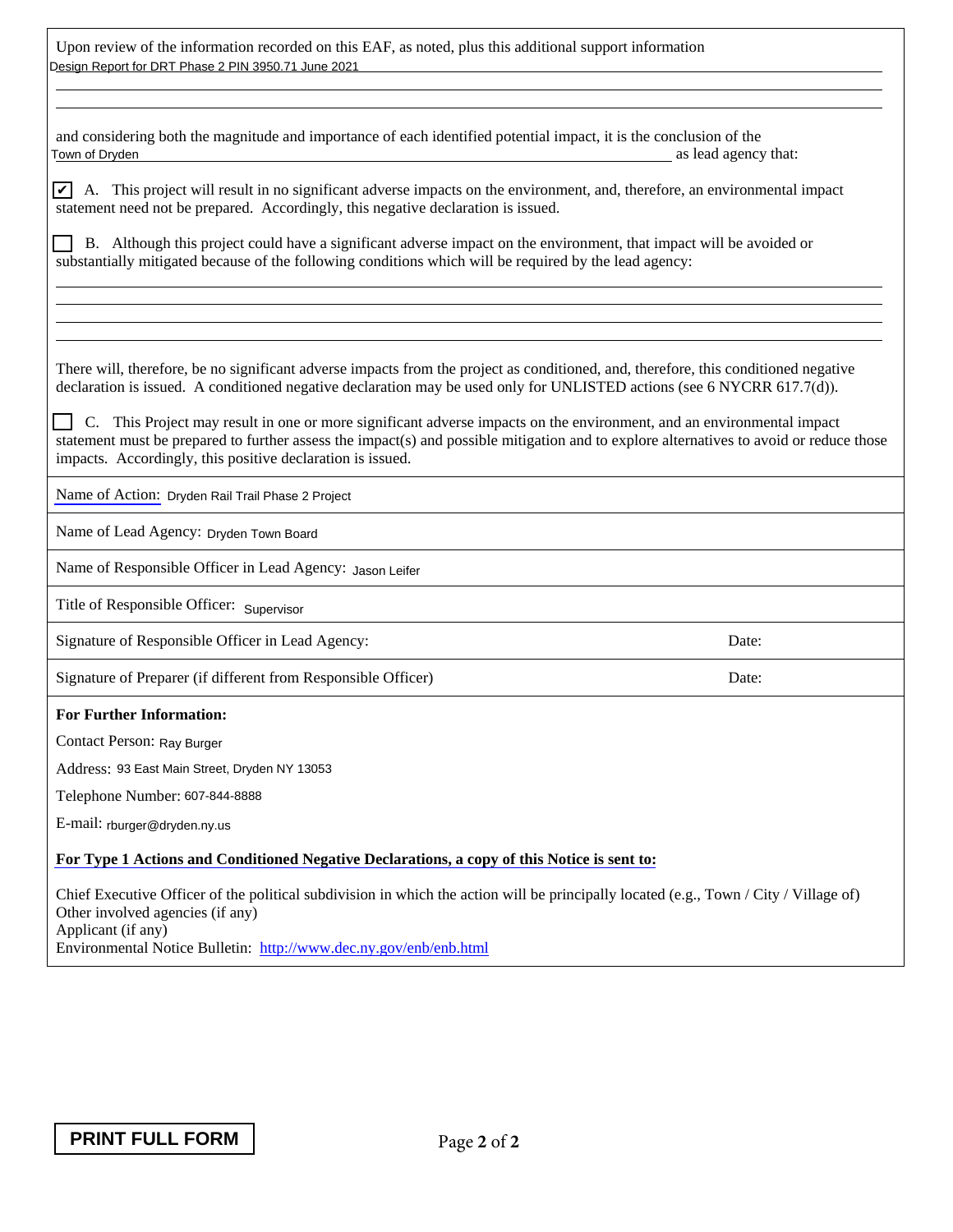Upon review of the information recorded on this EAF, as noted, plus this additional support information Design Report for DRT Phase 2 PIN 3950.71 June 2021

and considering both the magnitude and importance of each identified potential impact, it is the conclusion of the Town of Dryden as lead agency that:

☑ A. This project will result in no significant adverse impacts on the environment, and, therefore, an environmental impact statement need not be prepared. Accordingly, this negative declaration is issued.

☐ B. Although this project could have a significant adverse impact on the environment, that impact will be avoided or substantially mitigated because of the following conditions which will be required by the lead agency:

There will, therefore, be no significant adverse impacts from the project as conditioned, and, therefore, this conditioned negative declaration is issued. A conditioned negative declaration may be used only for UNLISTED actions (see 6 NYCRR 617.7(d)).

☐ C. This Project may result in one or more significant adverse impacts on the environment, and an environmental impact statement must be prepared to further assess the impact(s) and possible mitigation and to explore alternatives to avoid or reduce those impacts. Accordingly, this positive declaration is issued.

Name of Action: Dryden Rail Trail Phase 2 Project

Name of Lead Agency: Dryden Town Board

Name of Responsible Officer in Lead Agency: Jason Leifer

Title of Responsible Officer: Supervisor

Signature of Responsible Officer in Lead Agency: Date:

Signature of Preparer (if different from Responsible Officer) Date:

**For Further Information:**

Contact Person: Ray Burger

Address: 93 East Main Street, Dryden NY 13053

Telephone Number: 607-844-8888

E-mail: rburger@dryden.ny.us

**For Type 1 Actions and Conditioned Negative Declarations, a copy of this Notice is sent to:**

Chief Executive Officer of the political subdivision in which the action will be principally located (e.g., Town / City / Village of)
Other involved agencies (if any)
Applicant (if any)
Environmental Notice Bulletin: http://www.dec.ny.gov/enb/enb.html

**PRINT FULL FORM**